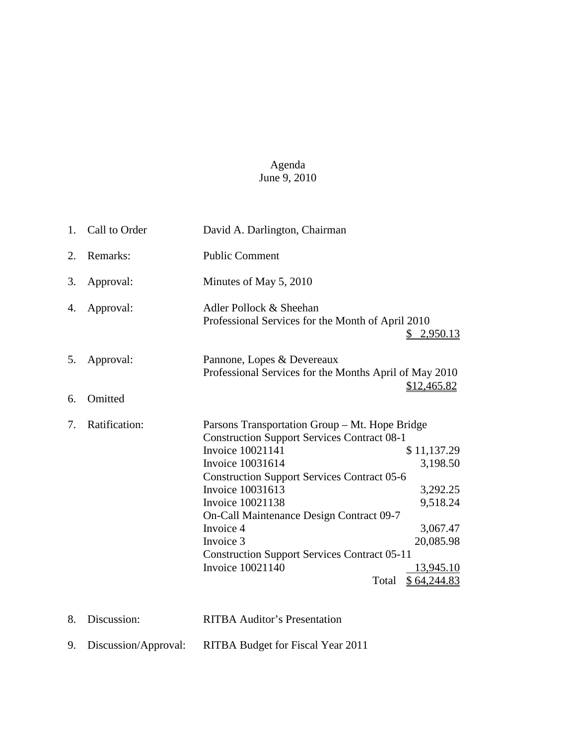Agenda
June 9, 2010

1. Call to Order — David A. Darlington, Chairman

2. Remarks: — Public Comment

3. Approval: — Minutes of May 5, 2010

4. Approval: — Adler Pollock & Sheehan
   Professional Services for the Month of April 2010
   $ 2,950.13

5. Approval: — Pannone, Lopes & Devereaux
   Professional Services for the Months April of May 2010
   $12,465.82

6. Omitted

7. Ratification: — Parsons Transportation Group – Mt. Hope Bridge

| | |
|---|---|
| Construction Support Services Contract 08-1 | |
| Invoice 10021141 | $ 11,137.29 |
| Invoice 10031614 | 3,198.50 |
| Construction Support Services Contract 05-6 | |
| Invoice 10031613 | 3,292.25 |
| Invoice 10021138 | 9,518.24 |
| On-Call Maintenance Design Contract 09-7 | |
| Invoice 4 | 3,067.47 |
| Invoice 3 | 20,085.98 |
| Construction Support Services Contract 05-11 | |
| Invoice 10021140 | 13,945.10 |
| Total | $ 64,244.83 |

8. Discussion: — RITBA Auditor's Presentation

9. Discussion/Approval: — RITBA Budget for Fiscal Year 2011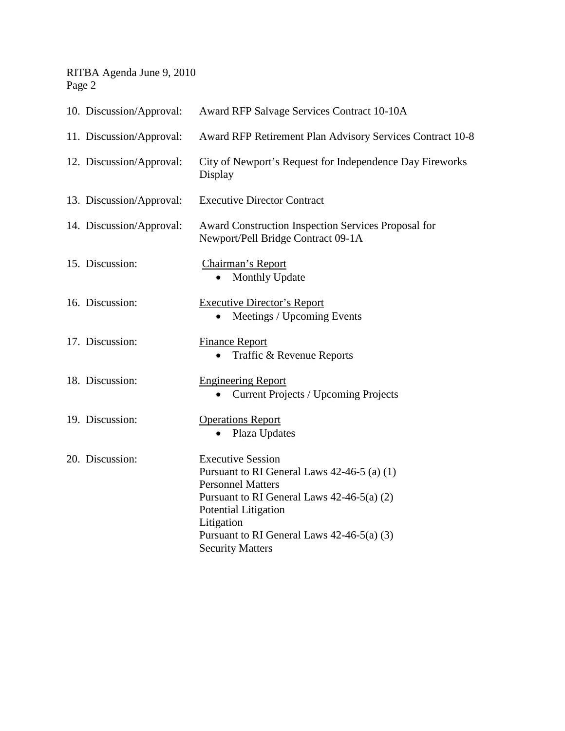10. Discussion/Approval: Award RFP Salvage Services Contract 10-10A

11. Discussion/Approval: Award RFP Retirement Plan Advisory Services Contract 10-8

12. Discussion/Approval: City of Newport's Request for Independence Day Fireworks Display

13. Discussion/Approval: Executive Director Contract

14. Discussion/Approval: Award Construction Inspection Services Proposal for Newport/Pell Bridge Contract 09-1A

15. Discussion: Chairman's Report
    - Monthly Update

16. Discussion: Executive Director's Report
    - Meetings / Upcoming Events

17. Discussion: Finance Report
    - Traffic & Revenue Reports

18. Discussion: Engineering Report
    - Current Projects / Upcoming Projects

19. Discussion: Operations Report
    - Plaza Updates

20. Discussion: Executive Session
    Pursuant to RI General Laws 42-46-5 (a) (1)
    Personnel Matters
    Pursuant to RI General Laws 42-46-5(a) (2)
    Potential Litigation
    Litigation
    Pursuant to RI General Laws 42-46-5(a) (3)
    Security Matters